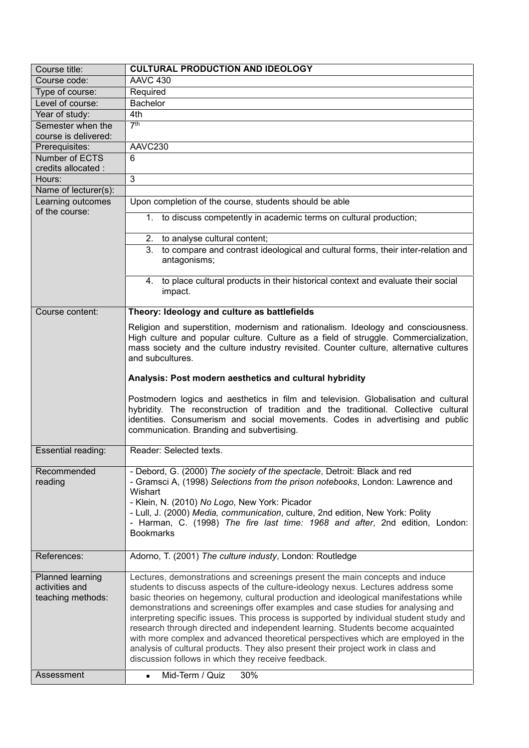| Course title: | **CULTURAL PRODUCTION AND IDEOLOGY** |
|---|---|
| Course code: | AAVC 430 |
| Type of course: | Required |
| Level of course: | Bachelor |
| Year of study: | 4th |
| Semester when the course is delivered: | 7th |
| Prerequisites: | AAVC230 |
| Number of ECTS credits allocated : | 6 |
| Hours: | 3 |
| Name of lecturer(s): | |
| Learning outcomes of the course: | Upon completion of the course, students should be able<br>1. to discuss competently in academic terms on cultural production;<br>2. to analyse cultural content;<br>3. to compare and contrast ideological and cultural forms, their inter-relation and antagonisms;<br>4. to place cultural products in their historical context and evaluate their social impact. |
| Course content: | **Theory: Ideology and culture as battlefields**<br><br>Religion and superstition, modernism and rationalism. Ideology and consciousness. High culture and popular culture. Culture as a field of struggle. Commercialization, mass society and the culture industry revisited. Counter culture, alternative cultures and subcultures.<br><br>**Analysis: Post modern aesthetics and cultural hybridity**<br><br>Postmodern logics and aesthetics in film and television. Globalisation and cultural hybridity. The reconstruction of tradition and the traditional. Collective cultural identities. Consumerism and social movements. Codes in advertising and public communication. Branding and subvertising. |
| Essential reading: | Reader: Selected texts. |
| Recommended reading | - Debord, G. (2000) *The society of the spectacle*, Detroit: Black and red<br>- Gramsci A, (1998) *Selections from the prison notebooks*, London: Lawrence and Wishart<br>- Klein, N. (2010) *No Logo*, New York: Picador<br>- Lull, J. (2000) *Media, communication*, culture, 2nd edition, New York: Polity<br>- Harman, C. (1998) *The fire last time: 1968 and after*, 2nd edition, London: Bookmarks |
| References: | Adorno, T. (2001) *The culture industy*, London: Routledge |
| Planned learning activities and teaching methods: | Lectures, demonstrations and screenings present the main concepts and induce students to discuss aspects of the culture-ideology nexus. Lectures address some basic theories on hegemony, cultural production and ideological manifestations while demonstrations and screenings offer examples and case studies for analysing and interpreting specific issues. This process is supported by individual student study and research through directed and independent learning. Students become acquainted with more complex and advanced theoretical perspectives which are employed in the analysis of cultural products. They also present their project work in class and discussion follows in which they receive feedback. |
| Assessment | • Mid-Term / Quiz 30% |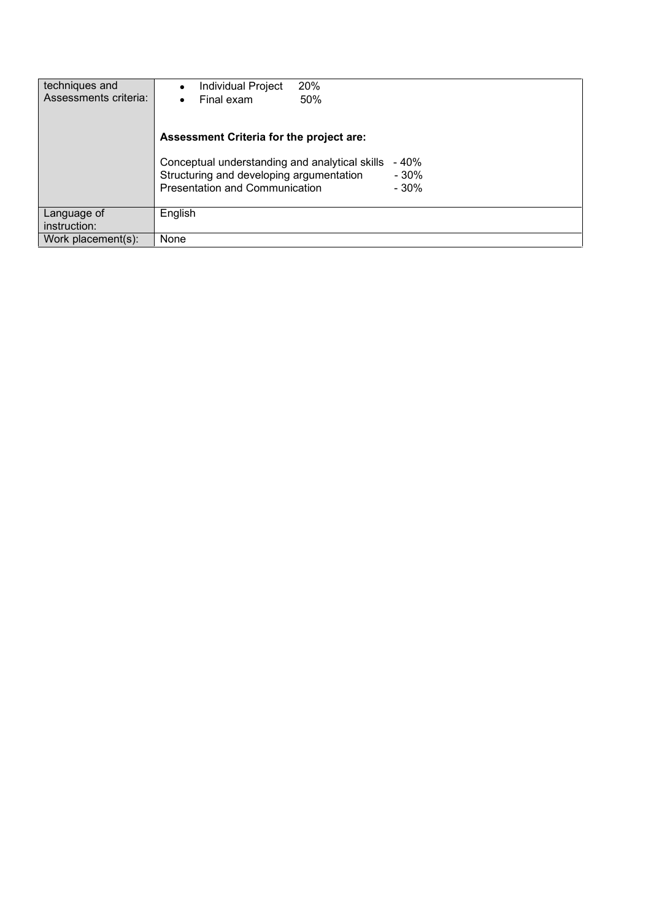| | |
|---|---|
| techniques and Assessments criteria: | • Individual Project 20%<br>• Final exam 50%<br><br>**Assessment Criteria for the project are:**<br><br>Conceptual understanding and analytical skills - 40%<br>Structuring and developing argumentation - 30%<br>Presentation and Communication - 30% |
| Language of instruction: | English |
| Work placement(s): | None |